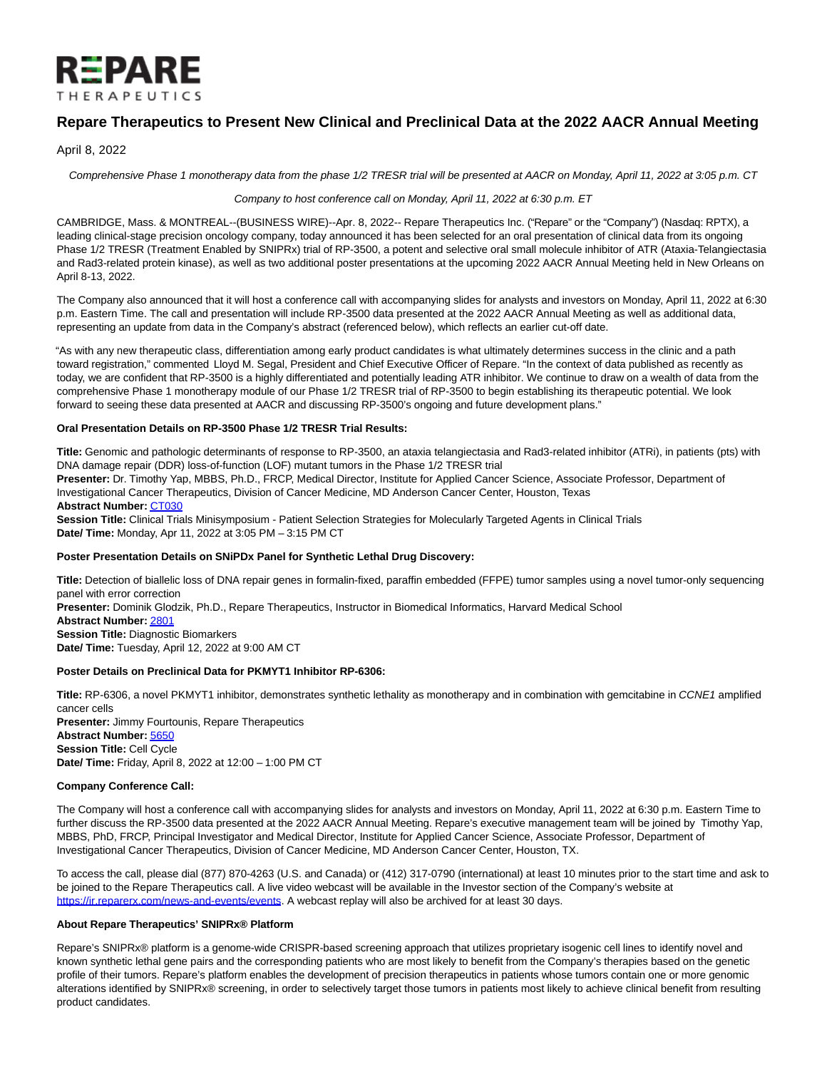# Repare Therapeutics to Present New Clinical and Preclinical Data at the 2022 AACR Annual Meeting

April 8, 2022

*Comprehensive Phase 1 monotherapy data from the phase 1/2 TRESR trial will be presented at AACR on Monday, April 11, 2022 at 3:05 p.m. CT*

*Company to host conference call on Monday, April 11, 2022 at 6:30 p.m. ET*

CAMBRIDGE, Mass. & MONTREAL--(BUSINESS WIRE)--Apr. 8, 2022-- Repare Therapeutics Inc. ("Repare" or the "Company") (Nasdaq: RPTX), a leading clinical-stage precision oncology company, today announced it has been selected for an oral presentation of clinical data from its ongoing Phase 1/2 TRESR (Treatment Enabled by SNIPRx) trial of RP-3500, a potent and selective oral small molecule inhibitor of ATR (Ataxia-Telangiectasia and Rad3-related protein kinase), as well as two additional poster presentations at the upcoming 2022 AACR Annual Meeting held in New Orleans on April 8-13, 2022.

The Company also announced that it will host a conference call with accompanying slides for analysts and investors on Monday, April 11, 2022 at 6:30 p.m. Eastern Time. The call and presentation will include RP-3500 data presented at the 2022 AACR Annual Meeting as well as additional data, representing an update from data in the Company's abstract (referenced below), which reflects an earlier cut-off date.

"As with any new therapeutic class, differentiation among early product candidates is what ultimately determines success in the clinic and a path toward registration," commented Lloyd M. Segal, President and Chief Executive Officer of Repare. "In the context of data published as recently as today, we are confident that RP-3500 is a highly differentiated and potentially leading ATR inhibitor. We continue to draw on a wealth of data from the comprehensive Phase 1 monotherapy module of our Phase 1/2 TRESR trial of RP-3500 to begin establishing its therapeutic potential. We look forward to seeing these data presented at AACR and discussing RP-3500's ongoing and future development plans."

**Oral Presentation Details on RP-3500 Phase 1/2 TRESR Trial Results:**

**Title:** Genomic and pathologic determinants of response to RP-3500, an ataxia telangiectasia and Rad3-related inhibitor (ATRi), in patients (pts) with DNA damage repair (DDR) loss-of-function (LOF) mutant tumors in the Phase 1/2 TRESR trial
**Presenter:** Dr. Timothy Yap, MBBS, Ph.D., FRCP, Medical Director, Institute for Applied Cancer Science, Associate Professor, Department of Investigational Cancer Therapeutics, Division of Cancer Medicine, MD Anderson Cancer Center, Houston, Texas
**Abstract Number:** CT030
**Session Title:** Clinical Trials Minisymposium - Patient Selection Strategies for Molecularly Targeted Agents in Clinical Trials
**Date/ Time:** Monday, Apr 11, 2022 at 3:05 PM – 3:15 PM CT

**Poster Presentation Details on SNiPDx Panel for Synthetic Lethal Drug Discovery:**

**Title:** Detection of biallelic loss of DNA repair genes in formalin-fixed, paraffin embedded (FFPE) tumor samples using a novel tumor-only sequencing panel with error correction
**Presenter:** Dominik Glodzik, Ph.D., Repare Therapeutics, Instructor in Biomedical Informatics, Harvard Medical School
**Abstract Number:** 2801
**Session Title:** Diagnostic Biomarkers
**Date/ Time:** Tuesday, April 12, 2022 at 9:00 AM CT

**Poster Details on Preclinical Data for PKMYT1 Inhibitor RP-6306:**

**Title:** RP-6306, a novel PKMYT1 inhibitor, demonstrates synthetic lethality as monotherapy and in combination with gemcitabine in *CCNE1* amplified cancer cells
**Presenter:** Jimmy Fourtounis, Repare Therapeutics
**Abstract Number:** 5650
**Session Title:** Cell Cycle
**Date/ Time:** Friday, April 8, 2022 at 12:00 – 1:00 PM CT

**Company Conference Call:**

The Company will host a conference call with accompanying slides for analysts and investors on Monday, April 11, 2022 at 6:30 p.m. Eastern Time to further discuss the RP-3500 data presented at the 2022 AACR Annual Meeting. Repare's executive management team will be joined by Timothy Yap, MBBS, PhD, FRCP, Principal Investigator and Medical Director, Institute for Applied Cancer Science, Associate Professor, Department of Investigational Cancer Therapeutics, Division of Cancer Medicine, MD Anderson Cancer Center, Houston, TX.

To access the call, please dial (877) 870-4263 (U.S. and Canada) or (412) 317-0790 (international) at least 10 minutes prior to the start time and ask to be joined to the Repare Therapeutics call. A live video webcast will be available in the Investor section of the Company's website at https://ir.reparerx.com/news-and-events/events. A webcast replay will also be archived for at least 30 days.

**About Repare Therapeutics' SNIPRx® Platform**

Repare's SNIPRx® platform is a genome-wide CRISPR-based screening approach that utilizes proprietary isogenic cell lines to identify novel and known synthetic lethal gene pairs and the corresponding patients who are most likely to benefit from the Company's therapies based on the genetic profile of their tumors. Repare's platform enables the development of precision therapeutics in patients whose tumors contain one or more genomic alterations identified by SNIPRx® screening, in order to selectively target those tumors in patients most likely to achieve clinical benefit from resulting product candidates.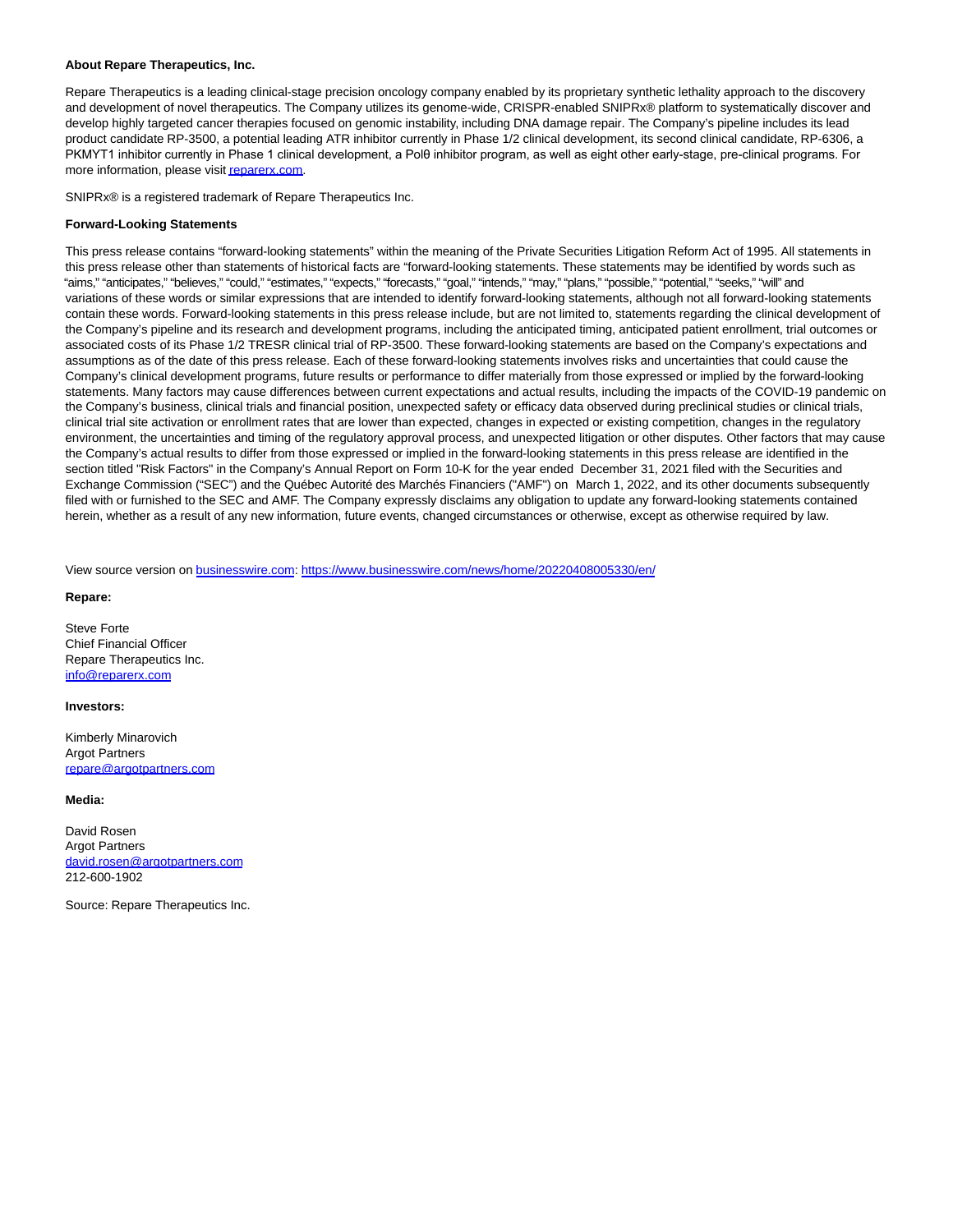**About Repare Therapeutics, Inc.**

Repare Therapeutics is a leading clinical-stage precision oncology company enabled by its proprietary synthetic lethality approach to the discovery and development of novel therapeutics. The Company utilizes its genome-wide, CRISPR-enabled SNIPRx® platform to systematically discover and develop highly targeted cancer therapies focused on genomic instability, including DNA damage repair. The Company's pipeline includes its lead product candidate RP-3500, a potential leading ATR inhibitor currently in Phase 1/2 clinical development, its second clinical candidate, RP-6306, a PKMYT1 inhibitor currently in Phase 1 clinical development, a Polθ inhibitor program, as well as eight other early-stage, pre-clinical programs. For more information, please visit [reparerx.com](reparerx.com).

SNIPRx® is a registered trademark of Repare Therapeutics Inc.

**Forward-Looking Statements**

This press release contains "forward-looking statements" within the meaning of the Private Securities Litigation Reform Act of 1995. All statements in this press release other than statements of historical facts are "forward-looking statements. These statements may be identified by words such as "aims," "anticipates," "believes," "could," "estimates," "expects," "forecasts," "goal," "intends," "may," "plans," "possible," "potential," "seeks," "will" and variations of these words or similar expressions that are intended to identify forward-looking statements, although not all forward-looking statements contain these words. Forward-looking statements in this press release include, but are not limited to, statements regarding the clinical development of the Company's pipeline and its research and development programs, including the anticipated timing, anticipated patient enrollment, trial outcomes or associated costs of its Phase 1/2 TRESR clinical trial of RP-3500. These forward-looking statements are based on the Company's expectations and assumptions as of the date of this press release. Each of these forward-looking statements involves risks and uncertainties that could cause the Company's clinical development programs, future results or performance to differ materially from those expressed or implied by the forward-looking statements. Many factors may cause differences between current expectations and actual results, including the impacts of the COVID-19 pandemic on the Company's business, clinical trials and financial position, unexpected safety or efficacy data observed during preclinical studies or clinical trials, clinical trial site activation or enrollment rates that are lower than expected, changes in expected or existing competition, changes in the regulatory environment, the uncertainties and timing of the regulatory approval process, and unexpected litigation or other disputes. Other factors that may cause the Company's actual results to differ from those expressed or implied in the forward-looking statements in this press release are identified in the section titled "Risk Factors" in the Company's Annual Report on Form 10-K for the year ended December 31, 2021 filed with the Securities and Exchange Commission ("SEC") and the Québec Autorité des Marchés Financiers ("AMF") on March 1, 2022, and its other documents subsequently filed with or furnished to the SEC and AMF. The Company expressly disclaims any obligation to update any forward-looking statements contained herein, whether as a result of any new information, future events, changed circumstances or otherwise, except as otherwise required by law.

View source version on [businesswire.com](businesswire.com): [https://www.businesswire.com/news/home/20220408005330/en/](https://www.businesswire.com/news/home/20220408005330/en/)

**Repare:**

Steve Forte
Chief Financial Officer
Repare Therapeutics Inc.
[info@reparerx.com](mailto:info@reparerx.com)

**Investors:**

Kimberly Minarovich
Argot Partners
[repare@argotpartners.com](mailto:repare@argotpartners.com)

**Media:**

David Rosen
Argot Partners
[david.rosen@argotpartners.com](mailto:david.rosen@argotpartners.com)
212-600-1902

Source: Repare Therapeutics Inc.